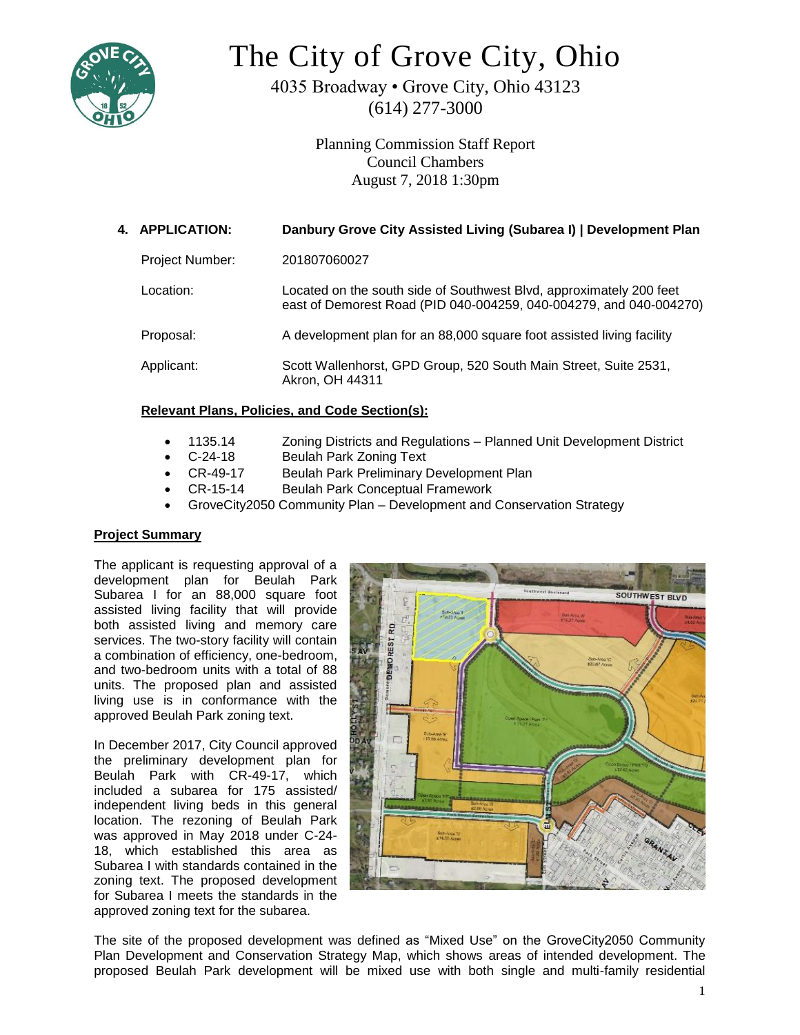# The City of Grove City, Ohio

4035 Broadway • Grove City, Ohio 43123
(614) 277-3000

Planning Commission Staff Report
Council Chambers
August 7, 2018 1:30pm

**4. APPLICATION: Danbury Grove City Assisted Living (Subarea I) | Development Plan**

| | |
|---|---|
| Project Number: | 201807060027 |
| Location: | Located on the south side of Southwest Blvd, approximately 200 feet east of Demorest Road (PID 040-004259, 040-004279, and 040-004270) |
| Proposal: | A development plan for an 88,000 square foot assisted living facility |
| Applicant: | Scott Wallenhorst, GPD Group, 520 South Main Street, Suite 2531, Akron, OH 44311 |

**Relevant Plans, Policies, and Code Section(s):**

- 1135.14 Zoning Districts and Regulations – Planned Unit Development District
- C-24-18 Beulah Park Zoning Text
- CR-49-17 Beulah Park Preliminary Development Plan
- CR-15-14 Beulah Park Conceptual Framework
- GroveCity2050 Community Plan – Development and Conservation Strategy

**Project Summary**

The applicant is requesting approval of a development plan for Beulah Park Subarea I for an 88,000 square foot assisted living facility that will provide both assisted living and memory care services. The two-story facility will contain a combination of efficiency, one-bedroom, and two-bedroom units with a total of 88 units. The proposed plan and assisted living use is in conformance with the approved Beulah Park zoning text.

In December 2017, City Council approved the preliminary development plan for Beulah Park with CR-49-17, which included a subarea for 175 assisted/ independent living beds in this general location. The rezoning of Beulah Park was approved in May 2018 under C-24-18, which established this area as Subarea I with standards contained in the zoning text. The proposed development for Subarea I meets the standards in the approved zoning text for the subarea.

The site of the proposed development was defined as "Mixed Use" on the GroveCity2050 Community Plan Development and Conservation Strategy Map, which shows areas of intended development. The proposed Beulah Park development will be mixed use with both single and multi-family residential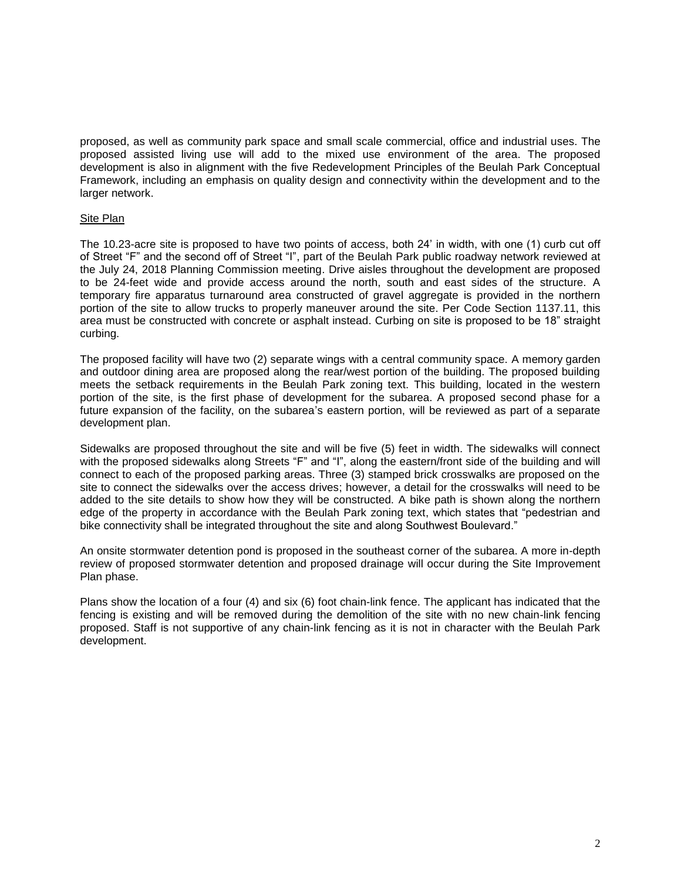proposed, as well as community park space and small scale commercial, office and industrial uses. The proposed assisted living use will add to the mixed use environment of the area. The proposed development is also in alignment with the five Redevelopment Principles of the Beulah Park Conceptual Framework, including an emphasis on quality design and connectivity within the development and to the larger network.

<u>Site Plan</u>

The 10.23-acre site is proposed to have two points of access, both 24' in width, with one (1) curb cut off of Street "F" and the second off of Street "I", part of the Beulah Park public roadway network reviewed at the July 24, 2018 Planning Commission meeting. Drive aisles throughout the development are proposed to be 24-feet wide and provide access around the north, south and east sides of the structure. A temporary fire apparatus turnaround area constructed of gravel aggregate is provided in the northern portion of the site to allow trucks to properly maneuver around the site. Per Code Section 1137.11, this area must be constructed with concrete or asphalt instead. Curbing on site is proposed to be 18" straight curbing.

The proposed facility will have two (2) separate wings with a central community space. A memory garden and outdoor dining area are proposed along the rear/west portion of the building. The proposed building meets the setback requirements in the Beulah Park zoning text. This building, located in the western portion of the site, is the first phase of development for the subarea. A proposed second phase for a future expansion of the facility, on the subarea's eastern portion, will be reviewed as part of a separate development plan.

Sidewalks are proposed throughout the site and will be five (5) feet in width. The sidewalks will connect with the proposed sidewalks along Streets "F" and "I", along the eastern/front side of the building and will connect to each of the proposed parking areas. Three (3) stamped brick crosswalks are proposed on the site to connect the sidewalks over the access drives; however, a detail for the crosswalks will need to be added to the site details to show how they will be constructed. A bike path is shown along the northern edge of the property in accordance with the Beulah Park zoning text, which states that "pedestrian and bike connectivity shall be integrated throughout the site and along Southwest Boulevard."

An onsite stormwater detention pond is proposed in the southeast corner of the subarea. A more in-depth review of proposed stormwater detention and proposed drainage will occur during the Site Improvement Plan phase.

Plans show the location of a four (4) and six (6) foot chain-link fence. The applicant has indicated that the fencing is existing and will be removed during the demolition of the site with no new chain-link fencing proposed. Staff is not supportive of any chain-link fencing as it is not in character with the Beulah Park development.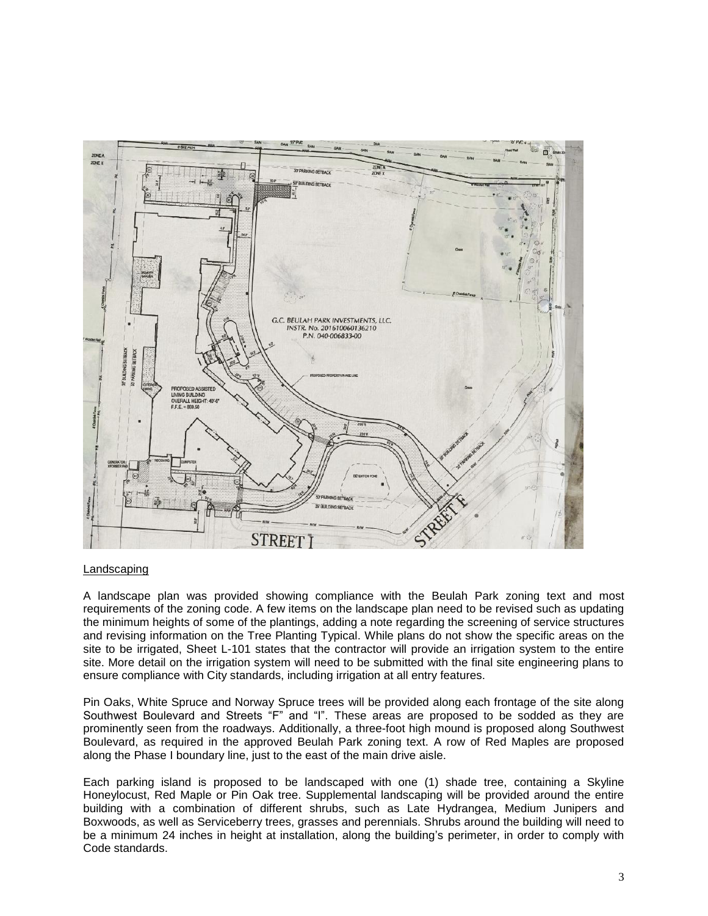Landscaping

A landscape plan was provided showing compliance with the Beulah Park zoning text and most requirements of the zoning code. A few items on the landscape plan need to be revised such as updating the minimum heights of some of the plantings, adding a note regarding the screening of service structures and revising information on the Tree Planting Typical. While plans do not show the specific areas on the site to be irrigated, Sheet L-101 states that the contractor will provide an irrigation system to the entire site. More detail on the irrigation system will need to be submitted with the final site engineering plans to ensure compliance with City standards, including irrigation at all entry features.

Pin Oaks, White Spruce and Norway Spruce trees will be provided along each frontage of the site along Southwest Boulevard and Streets "F" and "I". These areas are proposed to be sodded as they are prominently seen from the roadways. Additionally, a three-foot high mound is proposed along Southwest Boulevard, as required in the approved Beulah Park zoning text. A row of Red Maples are proposed along the Phase I boundary line, just to the east of the main drive aisle.

Each parking island is proposed to be landscaped with one (1) shade tree, containing a Skyline Honeylocust, Red Maple or Pin Oak tree. Supplemental landscaping will be provided around the entire building with a combination of different shrubs, such as Late Hydrangea, Medium Junipers and Boxwoods, as well as Serviceberry trees, grasses and perennials. Shrubs around the building will need to be a minimum 24 inches in height at installation, along the building's perimeter, in order to comply with Code standards.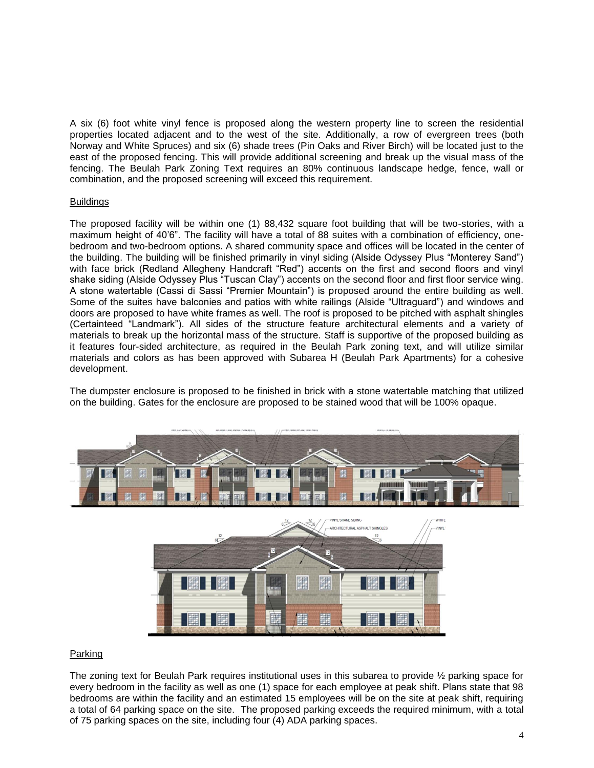A six (6) foot white vinyl fence is proposed along the western property line to screen the residential properties located adjacent and to the west of the site. Additionally, a row of evergreen trees (both Norway and White Spruces) and six (6) shade trees (Pin Oaks and River Birch) will be located just to the east of the proposed fencing. This will provide additional screening and break up the visual mass of the fencing. The Beulah Park Zoning Text requires an 80% continuous landscape hedge, fence, wall or combination, and the proposed screening will exceed this requirement.

Buildings

The proposed facility will be within one (1) 88,432 square foot building that will be two-stories, with a maximum height of 40'6". The facility will have a total of 88 suites with a combination of efficiency, one-bedroom and two-bedroom options. A shared community space and offices will be located in the center of the building. The building will be finished primarily in vinyl siding (Alside Odyssey Plus "Monterey Sand") with face brick (Redland Allegheny Handcraft "Red") accents on the first and second floors and vinyl shake siding (Alside Odyssey Plus "Tuscan Clay") accents on the second floor and first floor service wing. A stone watertable (Cassi di Sassi "Premier Mountain") is proposed around the entire building as well. Some of the suites have balconies and patios with white railings (Alside "Ultraguard") and windows and doors are proposed to have white frames as well. The roof is proposed to be pitched with asphalt shingles (Certainteed "Landmark"). All sides of the structure feature architectural elements and a variety of materials to break up the horizontal mass of the structure. Staff is supportive of the proposed building as it features four-sided architecture, as required in the Beulah Park zoning text, and will utilize similar materials and colors as has been approved with Subarea H (Beulah Park Apartments) for a cohesive development.

The dumpster enclosure is proposed to be finished in brick with a stone watertable matching that utilized on the building. Gates for the enclosure are proposed to be stained wood that will be 100% opaque.

Parking

The zoning text for Beulah Park requires institutional uses in this subarea to provide ½ parking space for every bedroom in the facility as well as one (1) space for each employee at peak shift. Plans state that 98 bedrooms are within the facility and an estimated 15 employees will be on the site at peak shift, requiring a total of 64 parking space on the site. The proposed parking exceeds the required minimum, with a total of 75 parking spaces on the site, including four (4) ADA parking spaces.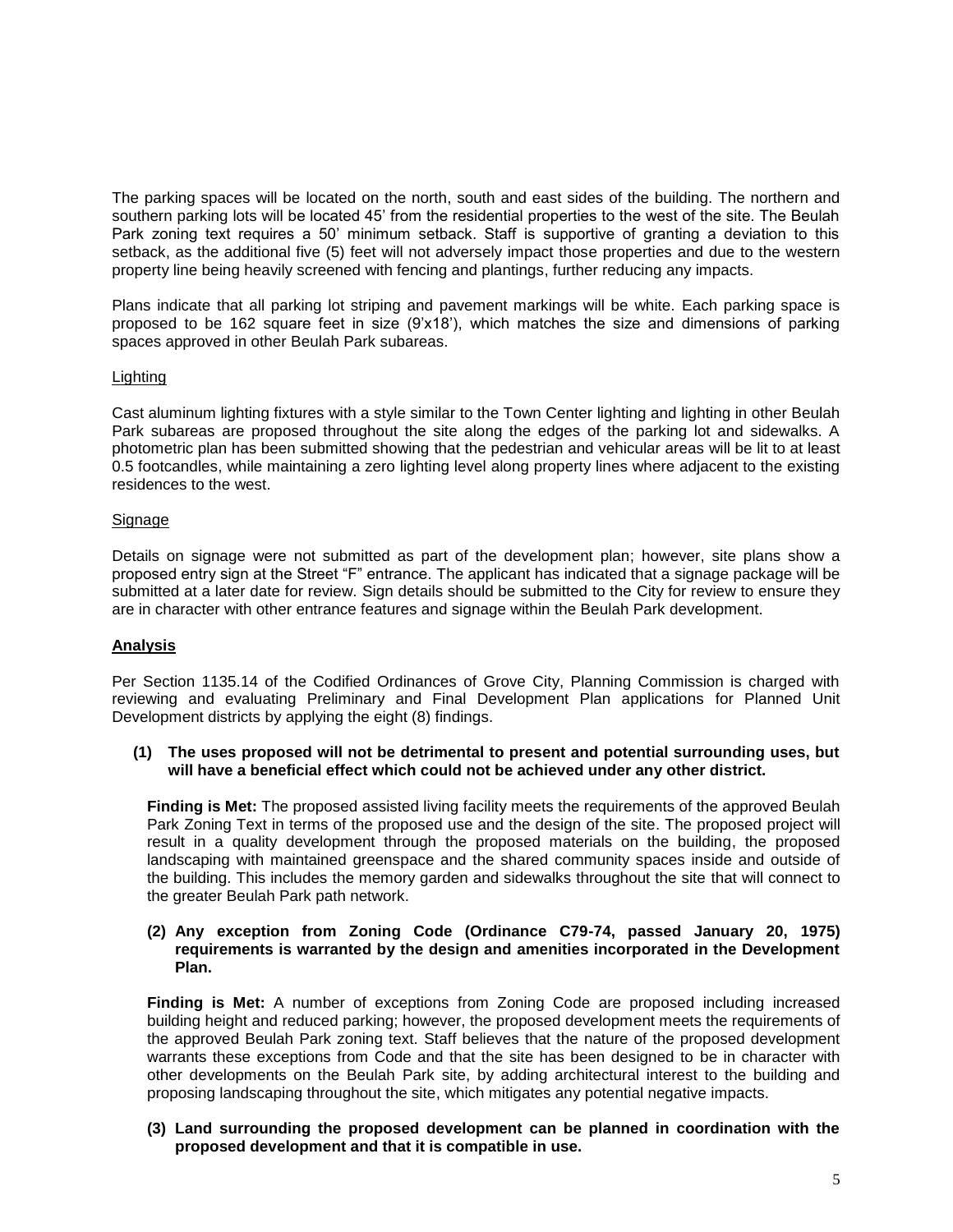The parking spaces will be located on the north, south and east sides of the building. The northern and southern parking lots will be located 45' from the residential properties to the west of the site. The Beulah Park zoning text requires a 50' minimum setback. Staff is supportive of granting a deviation to this setback, as the additional five (5) feet will not adversely impact those properties and due to the western property line being heavily screened with fencing and plantings, further reducing any impacts.

Plans indicate that all parking lot striping and pavement markings will be white. Each parking space is proposed to be 162 square feet in size (9'x18'), which matches the size and dimensions of parking spaces approved in other Beulah Park subareas.

Lighting

Cast aluminum lighting fixtures with a style similar to the Town Center lighting and lighting in other Beulah Park subareas are proposed throughout the site along the edges of the parking lot and sidewalks. A photometric plan has been submitted showing that the pedestrian and vehicular areas will be lit to at least 0.5 footcandles, while maintaining a zero lighting level along property lines where adjacent to the existing residences to the west.

Signage

Details on signage were not submitted as part of the development plan; however, site plans show a proposed entry sign at the Street "F" entrance. The applicant has indicated that a signage package will be submitted at a later date for review. Sign details should be submitted to the City for review to ensure they are in character with other entrance features and signage within the Beulah Park development.

## Analysis

Per Section 1135.14 of the Codified Ordinances of Grove City, Planning Commission is charged with reviewing and evaluating Preliminary and Final Development Plan applications for Planned Unit Development districts by applying the eight (8) findings.

**(1) The uses proposed will not be detrimental to present and potential surrounding uses, but will have a beneficial effect which could not be achieved under any other district.**

**Finding is Met:** The proposed assisted living facility meets the requirements of the approved Beulah Park Zoning Text in terms of the proposed use and the design of the site. The proposed project will result in a quality development through the proposed materials on the building, the proposed landscaping with maintained greenspace and the shared community spaces inside and outside of the building. This includes the memory garden and sidewalks throughout the site that will connect to the greater Beulah Park path network.

**(2) Any exception from Zoning Code (Ordinance C79-74, passed January 20, 1975) requirements is warranted by the design and amenities incorporated in the Development Plan.**

**Finding is Met:** A number of exceptions from Zoning Code are proposed including increased building height and reduced parking; however, the proposed development meets the requirements of the approved Beulah Park zoning text. Staff believes that the nature of the proposed development warrants these exceptions from Code and that the site has been designed to be in character with other developments on the Beulah Park site, by adding architectural interest to the building and proposing landscaping throughout the site, which mitigates any potential negative impacts.

**(3) Land surrounding the proposed development can be planned in coordination with the proposed development and that it is compatible in use.**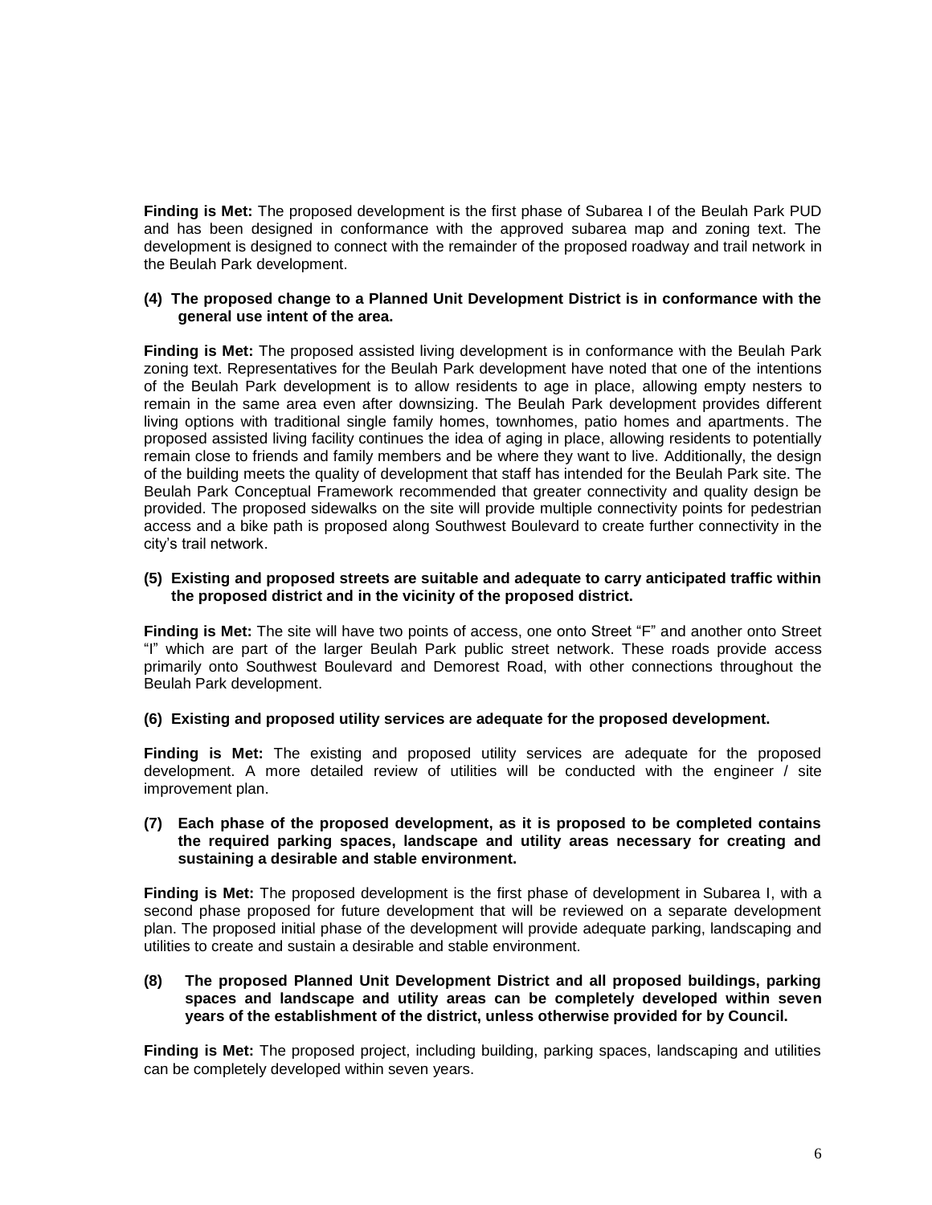**Finding is Met:** The proposed development is the first phase of Subarea I of the Beulah Park PUD and has been designed in conformance with the approved subarea map and zoning text. The development is designed to connect with the remainder of the proposed roadway and trail network in the Beulah Park development.

**(4) The proposed change to a Planned Unit Development District is in conformance with the general use intent of the area.**

**Finding is Met:** The proposed assisted living development is in conformance with the Beulah Park zoning text. Representatives for the Beulah Park development have noted that one of the intentions of the Beulah Park development is to allow residents to age in place, allowing empty nesters to remain in the same area even after downsizing. The Beulah Park development provides different living options with traditional single family homes, townhomes, patio homes and apartments. The proposed assisted living facility continues the idea of aging in place, allowing residents to potentially remain close to friends and family members and be where they want to live. Additionally, the design of the building meets the quality of development that staff has intended for the Beulah Park site. The Beulah Park Conceptual Framework recommended that greater connectivity and quality design be provided. The proposed sidewalks on the site will provide multiple connectivity points for pedestrian access and a bike path is proposed along Southwest Boulevard to create further connectivity in the city's trail network.

**(5) Existing and proposed streets are suitable and adequate to carry anticipated traffic within the proposed district and in the vicinity of the proposed district.**

**Finding is Met:** The site will have two points of access, one onto Street "F" and another onto Street "I" which are part of the larger Beulah Park public street network. These roads provide access primarily onto Southwest Boulevard and Demorest Road, with other connections throughout the Beulah Park development.

**(6) Existing and proposed utility services are adequate for the proposed development.**

**Finding is Met:** The existing and proposed utility services are adequate for the proposed development. A more detailed review of utilities will be conducted with the engineer / site improvement plan.

**(7) Each phase of the proposed development, as it is proposed to be completed contains the required parking spaces, landscape and utility areas necessary for creating and sustaining a desirable and stable environment.**

**Finding is Met:** The proposed development is the first phase of development in Subarea I, with a second phase proposed for future development that will be reviewed on a separate development plan. The proposed initial phase of the development will provide adequate parking, landscaping and utilities to create and sustain a desirable and stable environment.

**(8) The proposed Planned Unit Development District and all proposed buildings, parking spaces and landscape and utility areas can be completely developed within seven years of the establishment of the district, unless otherwise provided for by Council.**

**Finding is Met:** The proposed project, including building, parking spaces, landscaping and utilities can be completely developed within seven years.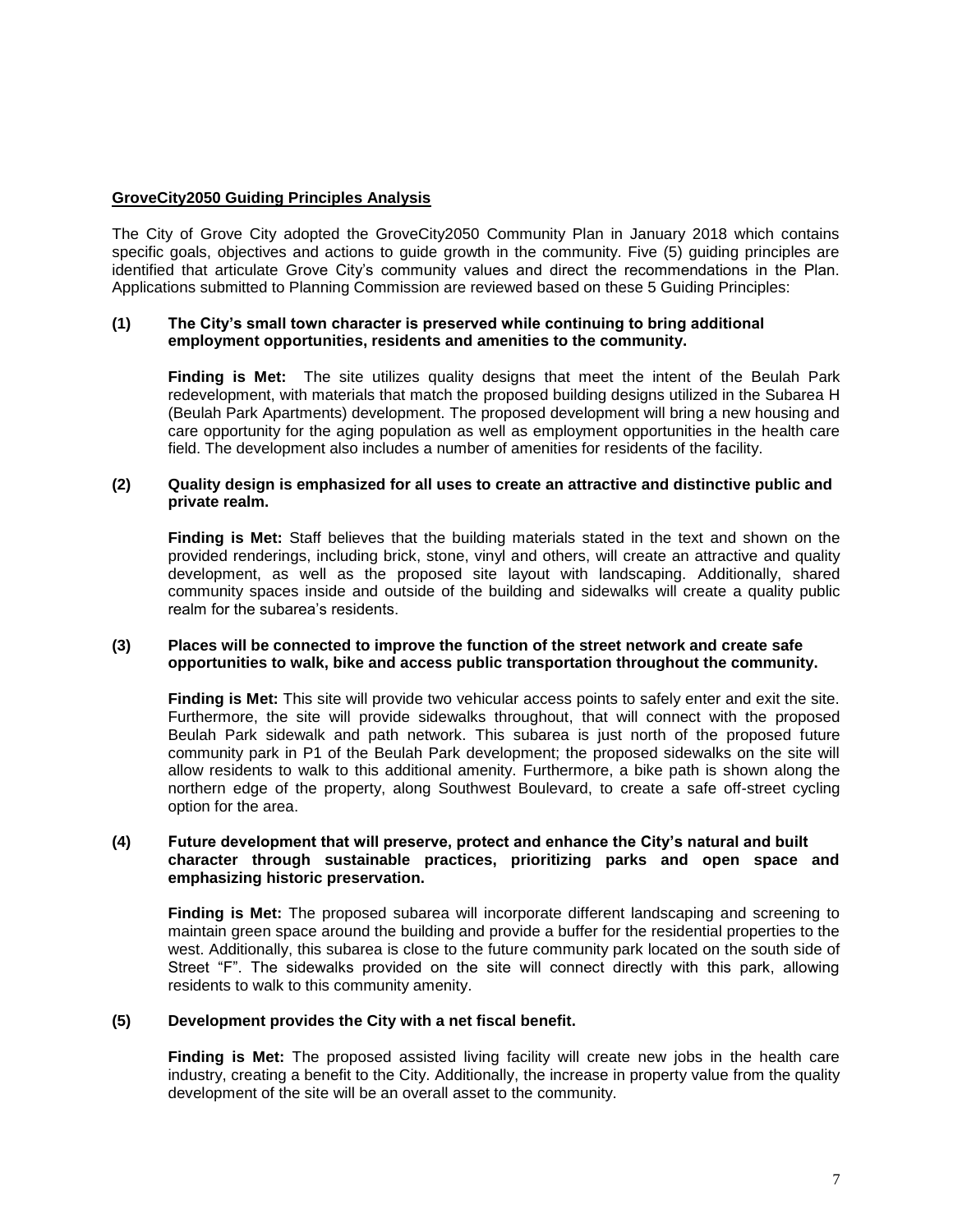## GroveCity2050 Guiding Principles Analysis

The City of Grove City adopted the GroveCity2050 Community Plan in January 2018 which contains specific goals, objectives and actions to guide growth in the community. Five (5) guiding principles are identified that articulate Grove City's community values and direct the recommendations in the Plan. Applications submitted to Planning Commission are reviewed based on these 5 Guiding Principles:

**(1) The City's small town character is preserved while continuing to bring additional employment opportunities, residents and amenities to the community.**

**Finding is Met:** The site utilizes quality designs that meet the intent of the Beulah Park redevelopment, with materials that match the proposed building designs utilized in the Subarea H (Beulah Park Apartments) development. The proposed development will bring a new housing and care opportunity for the aging population as well as employment opportunities in the health care field. The development also includes a number of amenities for residents of the facility.

**(2) Quality design is emphasized for all uses to create an attractive and distinctive public and private realm.**

**Finding is Met:** Staff believes that the building materials stated in the text and shown on the provided renderings, including brick, stone, vinyl and others, will create an attractive and quality development, as well as the proposed site layout with landscaping. Additionally, shared community spaces inside and outside of the building and sidewalks will create a quality public realm for the subarea's residents.

**(3) Places will be connected to improve the function of the street network and create safe opportunities to walk, bike and access public transportation throughout the community.**

**Finding is Met:** This site will provide two vehicular access points to safely enter and exit the site. Furthermore, the site will provide sidewalks throughout, that will connect with the proposed Beulah Park sidewalk and path network. This subarea is just north of the proposed future community park in P1 of the Beulah Park development; the proposed sidewalks on the site will allow residents to walk to this additional amenity. Furthermore, a bike path is shown along the northern edge of the property, along Southwest Boulevard, to create a safe off-street cycling option for the area.

**(4) Future development that will preserve, protect and enhance the City's natural and built character through sustainable practices, prioritizing parks and open space and emphasizing historic preservation.**

**Finding is Met:** The proposed subarea will incorporate different landscaping and screening to maintain green space around the building and provide a buffer for the residential properties to the west. Additionally, this subarea is close to the future community park located on the south side of Street "F". The sidewalks provided on the site will connect directly with this park, allowing residents to walk to this community amenity.

**(5) Development provides the City with a net fiscal benefit.**

**Finding is Met:** The proposed assisted living facility will create new jobs in the health care industry, creating a benefit to the City. Additionally, the increase in property value from the quality development of the site will be an overall asset to the community.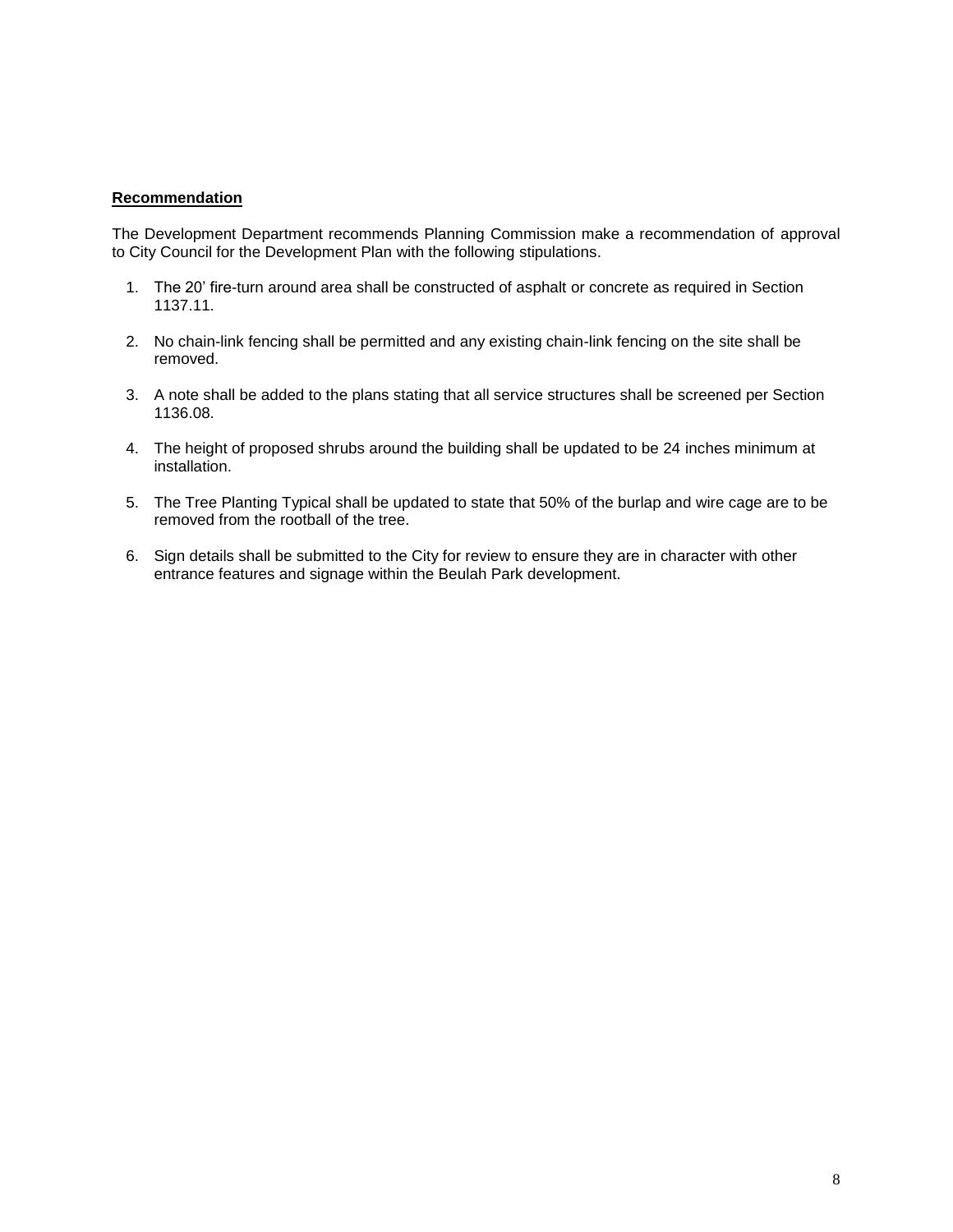**Recommendation**

The Development Department recommends Planning Commission make a recommendation of approval to City Council for the Development Plan with the following stipulations.

1. The 20' fire-turn around area shall be constructed of asphalt or concrete as required in Section 1137.11.

2. No chain-link fencing shall be permitted and any existing chain-link fencing on the site shall be removed.

3. A note shall be added to the plans stating that all service structures shall be screened per Section 1136.08.

4. The height of proposed shrubs around the building shall be updated to be 24 inches minimum at installation.

5. The Tree Planting Typical shall be updated to state that 50% of the burlap and wire cage are to be removed from the rootball of the tree.

6. Sign details shall be submitted to the City for review to ensure they are in character with other entrance features and signage within the Beulah Park development.